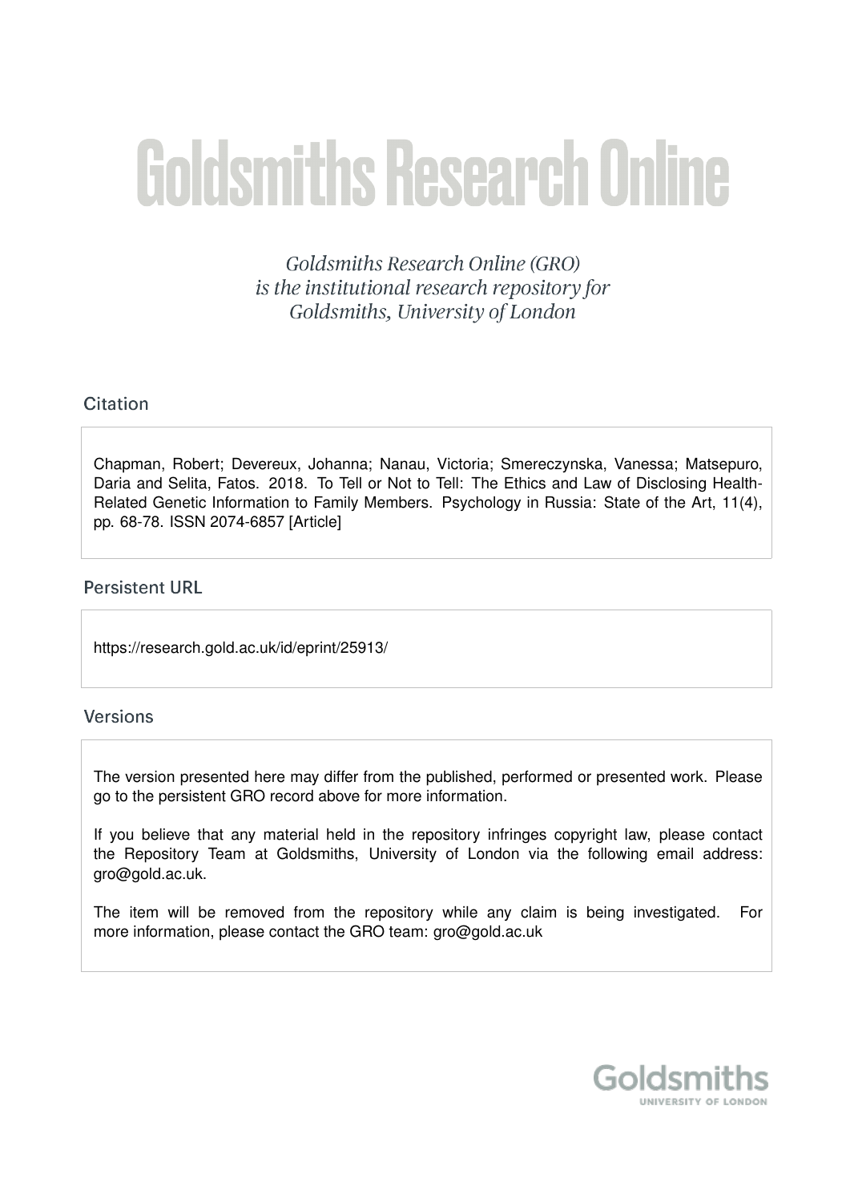# Goldsmiths Research Online

*Goldsmiths Research Online (GRO) is the institutional research repository for Goldsmiths, University of London*

## Citation

Chapman, Robert; Devereux, Johanna; Nanau, Victoria; Smereczynska, Vanessa; Matsepuro, Daria and Selita, Fatos. 2018. To Tell or Not to Tell: The Ethics and Law of Disclosing Health-Related Genetic Information to Family Members. Psychology in Russia: State of the Art, 11(4), pp. 68-78. ISSN 2074-6857 [Article]

## Persistent URL

https://research.gold.ac.uk/id/eprint/25913/

## Versions

The version presented here may differ from the published, performed or presented work. Please go to the persistent GRO record above for more information.

If you believe that any material held in the repository infringes copyright law, please contact the Repository Team at Goldsmiths, University of London via the following email address: gro@gold.ac.uk.

The item will be removed from the repository while any claim is being investigated. For more information, please contact the GRO team: gro@gold.ac.uk

Goldsmiths
UNIVERSITY OF LONDON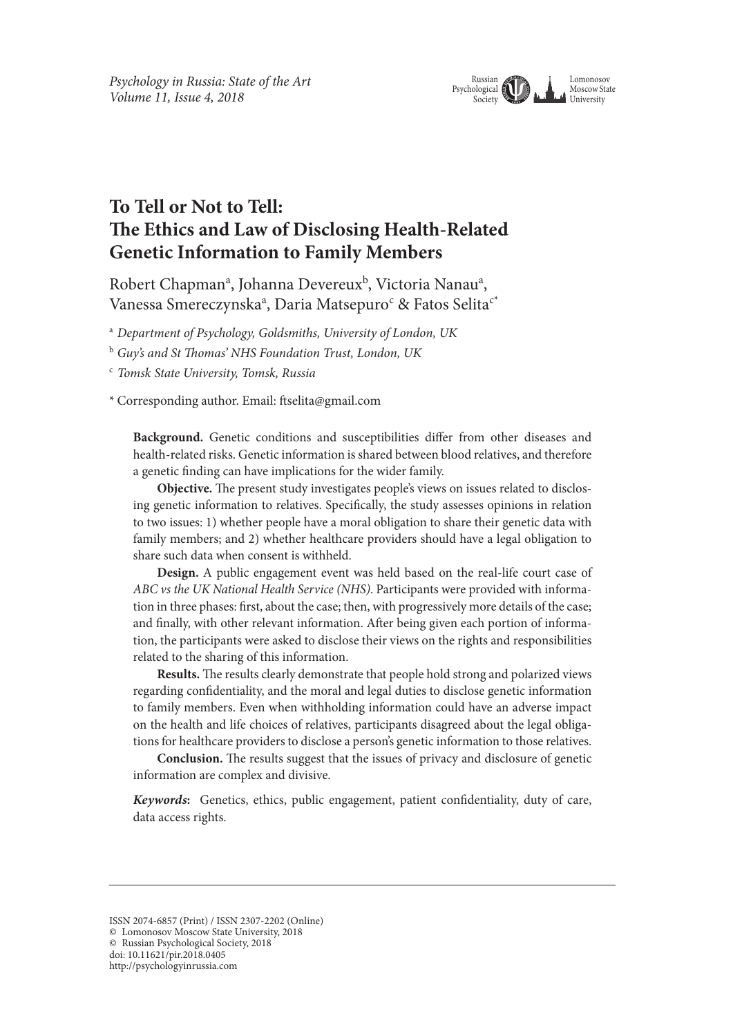# To Tell or Not to Tell: The Ethics and Law of Disclosing Health-Related Genetic Information to Family Members

Robert Chapman[a], Johanna Devereux[b], Victoria Nanau[a], Vanessa Smereczynska[a], Daria Matsepuro[c] & Fatos Selita[c*]

[a] *Department of Psychology, Goldsmiths, University of London, UK*

[b] *Guy's and St Thomas' NHS Foundation Trust, London, UK*

[c] *Tomsk State University, Tomsk, Russia*

\* Corresponding author. Email: ftselita@gmail.com

**Background.** Genetic conditions and susceptibilities differ from other diseases and health-related risks. Genetic information is shared between blood relatives, and therefore a genetic finding can have implications for the wider family.

**Objective.** The present study investigates people's views on issues related to disclosing genetic information to relatives. Specifically, the study assesses opinions in relation to two issues: 1) whether people have a moral obligation to share their genetic data with family members; and 2) whether healthcare providers should have a legal obligation to share such data when consent is withheld.

**Design.** A public engagement event was held based on the real-life court case of *ABC vs the UK National Health Service (NHS)*. Participants were provided with information in three phases: first, about the case; then, with progressively more details of the case; and finally, with other relevant information. After being given each portion of information, the participants were asked to disclose their views on the rights and responsibilities related to the sharing of this information.

**Results.** The results clearly demonstrate that people hold strong and polarized views regarding confidentiality, and the moral and legal duties to disclose genetic information to family members. Even when withholding information could have an adverse impact on the health and life choices of relatives, participants disagreed about the legal obligations for healthcare providers to disclose a person's genetic information to those relatives.

**Conclusion.** The results suggest that the issues of privacy and disclosure of genetic information are complex and divisive.

***Keywords*:** Genetics, ethics, public engagement, patient confidentiality, duty of care, data access rights.

ISSN 2074-6857 (Print) / ISSN 2307-2202 (Online)
© Lomonosov Moscow State University, 2018
© Russian Psychological Society, 2018
doi: 10.11621/pir.2018.0405
http://psychologyinrussia.com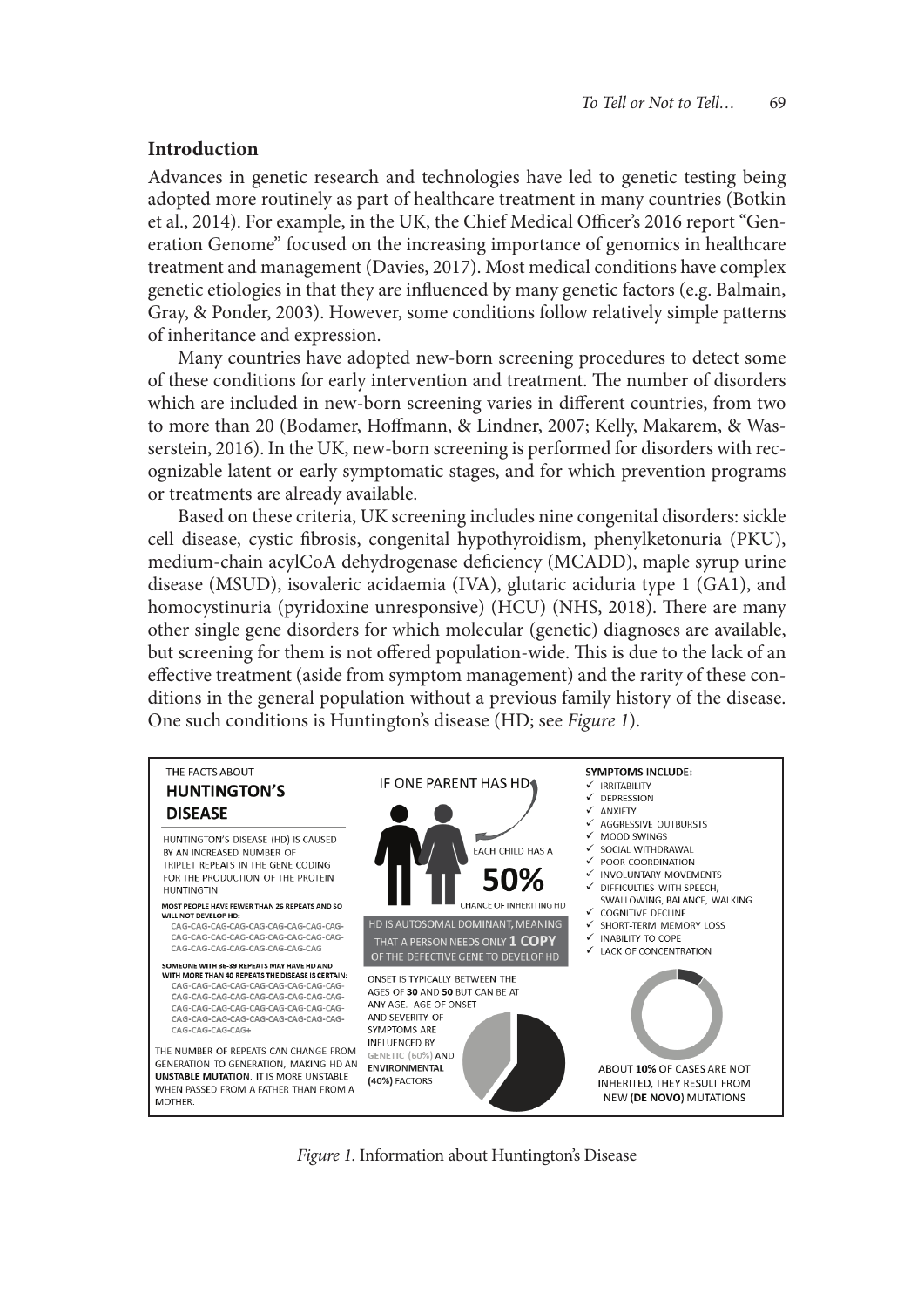## Introduction

Advances in genetic research and technologies have led to genetic testing being adopted more routinely as part of healthcare treatment in many countries (Botkin et al., 2014). For example, in the UK, the Chief Medical Officer's 2016 report "Generation Genome" focused on the increasing importance of genomics in healthcare treatment and management (Davies, 2017). Most medical conditions have complex genetic etiologies in that they are influenced by many genetic factors (e.g. Balmain, Gray, & Ponder, 2003). However, some conditions follow relatively simple patterns of inheritance and expression.

Many countries have adopted new-born screening procedures to detect some of these conditions for early intervention and treatment. The number of disorders which are included in new-born screening varies in different countries, from two to more than 20 (Bodamer, Hoffmann, & Lindner, 2007; Kelly, Makarem, & Wasserstein, 2016). In the UK, new-born screening is performed for disorders with recognizable latent or early symptomatic stages, and for which prevention programs or treatments are already available.

Based on these criteria, UK screening includes nine congenital disorders: sickle cell disease, cystic fibrosis, congenital hypothyroidism, phenylketonuria (PKU), medium-chain acylCoA dehydrogenase deficiency (MCADD), maple syrup urine disease (MSUD), isovaleric acidaemia (IVA), glutaric aciduria type 1 (GA1), and homocystinuria (pyridoxine unresponsive) (HCU) (NHS, 2018). There are many other single gene disorders for which molecular (genetic) diagnoses are available, but screening for them is not offered population-wide. This is due to the lack of an effective treatment (aside from symptom management) and the rarity of these conditions in the general population without a previous family history of the disease. One such conditions is Huntington's disease (HD; see *Figure 1*).

THE FACTS ABOUT
**HUNTINGTON'S DISEASE**

HUNTINGTON'S DISEASE (HD) IS CAUSED BY AN INCREASED NUMBER OF TRIPLET REPEATS IN THE GENE CODING FOR THE PRODUCTION OF THE PROTEIN HUNTINGTIN

**MOST PEOPLE HAVE FEWER THAN 26 REPEATS AND SO WILL NOT DEVELOP HD:**
CAG-CAG-CAG-CAG-CAG-CAG-CAG-CAG-CAG-CAG-CAG-CAG-CAG-CAG-CAG-CAG-CAG-CAG-CAG-CAG-CAG-CAG-CAG-CAG

**SOMEONE WITH 36-39 REPEATS MAY HAVE HD AND WITH MORE THAN 40 REPEATS THE DISEASE IS CERTAIN:**
CAG-CAG-CAG-CAG-CAG-CAG-CAG-CAG-CAG-CAG-CAG-CAG-CAG-CAG-CAG-CAG-CAG-CAG-CAG-CAG-CAG-CAG-CAG-CAG-CAG-CAG-CAG-CAG-CAG-CAG-CAG-CAG-CAG-CAG-CAG-CAG-CAG-CAG-CAG-CAG+

THE NUMBER OF REPEATS CAN CHANGE FROM GENERATION TO GENERATION, MAKING HD AN **UNSTABLE MUTATION**. IT IS MORE UNSTABLE WHEN PASSED FROM A FATHER THAN FROM A MOTHER.

IF ONE PARENT HAS HD EACH CHILD HAS A **50%** CHANCE OF INHERITING HD

HD IS AUTOSOMAL DOMINANT, MEANING THAT A PERSON NEEDS ONLY **1 COPY** OF THE DEFECTIVE GENE TO DEVELOP HD

ONSET IS TYPICALLY BETWEEN THE AGES OF **30** AND **50** BUT CAN BE AT ANY AGE. AGE OF ONSET AND SEVERITY OF SYMPTOMS ARE INFLUENCED BY GENETIC (60%) AND **ENVIRONMENTAL (40%)** FACTORS

**SYMPTOMS INCLUDE:**
- IRRITABILITY
- DEPRESSION
- ANXIETY
- AGGRESSIVE OUTBURSTS
- MOOD SWINGS
- SOCIAL WITHDRAWAL
- POOR COORDINATION
- INVOLUNTARY MOVEMENTS
- DIFFICULTIES WITH SPEECH, SWALLOWING, BALANCE, WALKING
- COGNITIVE DECLINE
- SHORT-TERM MEMORY LOSS
- INABILITY TO COPE
- LACK OF CONCENTRATION

ABOUT **10%** OF CASES ARE NOT INHERITED, THEY RESULT FROM NEW **(DE NOVO)** MUTATIONS

*Figure 1.* Information about Huntington's Disease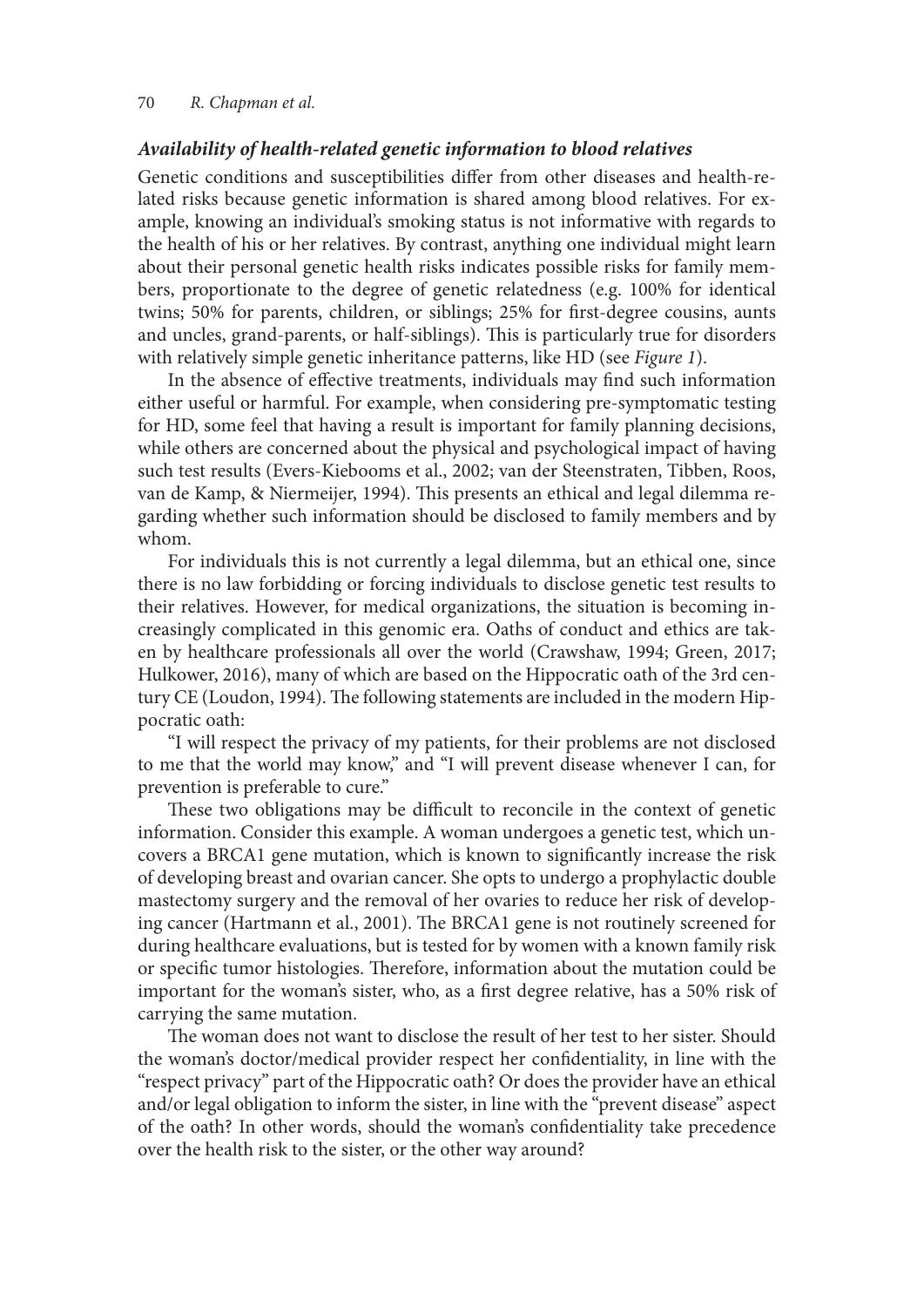### *Availability of health-related genetic information to blood relatives*

Genetic conditions and susceptibilities differ from other diseases and health-related risks because genetic information is shared among blood relatives. For example, knowing an individual's smoking status is not informative with regards to the health of his or her relatives. By contrast, anything one individual might learn about their personal genetic health risks indicates possible risks for family members, proportionate to the degree of genetic relatedness (e.g. 100% for identical twins; 50% for parents, children, or siblings; 25% for first-degree cousins, aunts and uncles, grand-parents, or half-siblings). This is particularly true for disorders with relatively simple genetic inheritance patterns, like HD (see *Figure 1*).

In the absence of effective treatments, individuals may find such information either useful or harmful. For example, when considering pre-symptomatic testing for HD, some feel that having a result is important for family planning decisions, while others are concerned about the physical and psychological impact of having such test results (Evers-Kiebooms et al., 2002; van der Steenstraten, Tibben, Roos, van de Kamp, & Niermeijer, 1994). This presents an ethical and legal dilemma regarding whether such information should be disclosed to family members and by whom.

For individuals this is not currently a legal dilemma, but an ethical one, since there is no law forbidding or forcing individuals to disclose genetic test results to their relatives. However, for medical organizations, the situation is becoming increasingly complicated in this genomic era. Oaths of conduct and ethics are taken by healthcare professionals all over the world (Crawshaw, 1994; Green, 2017; Hulkower, 2016), many of which are based on the Hippocratic oath of the 3rd century CE (Loudon, 1994). The following statements are included in the modern Hippocratic oath:

"I will respect the privacy of my patients, for their problems are not disclosed to me that the world may know," and "I will prevent disease whenever I can, for prevention is preferable to cure."

These two obligations may be difficult to reconcile in the context of genetic information. Consider this example. A woman undergoes a genetic test, which uncovers a BRCA1 gene mutation, which is known to significantly increase the risk of developing breast and ovarian cancer. She opts to undergo a prophylactic double mastectomy surgery and the removal of her ovaries to reduce her risk of developing cancer (Hartmann et al., 2001). The BRCA1 gene is not routinely screened for during healthcare evaluations, but is tested for by women with a known family risk or specific tumor histologies. Therefore, information about the mutation could be important for the woman's sister, who, as a first degree relative, has a 50% risk of carrying the same mutation.

The woman does not want to disclose the result of her test to her sister. Should the woman's doctor/medical provider respect her confidentiality, in line with the "respect privacy" part of the Hippocratic oath? Or does the provider have an ethical and/or legal obligation to inform the sister, in line with the "prevent disease" aspect of the oath? In other words, should the woman's confidentiality take precedence over the health risk to the sister, or the other way around?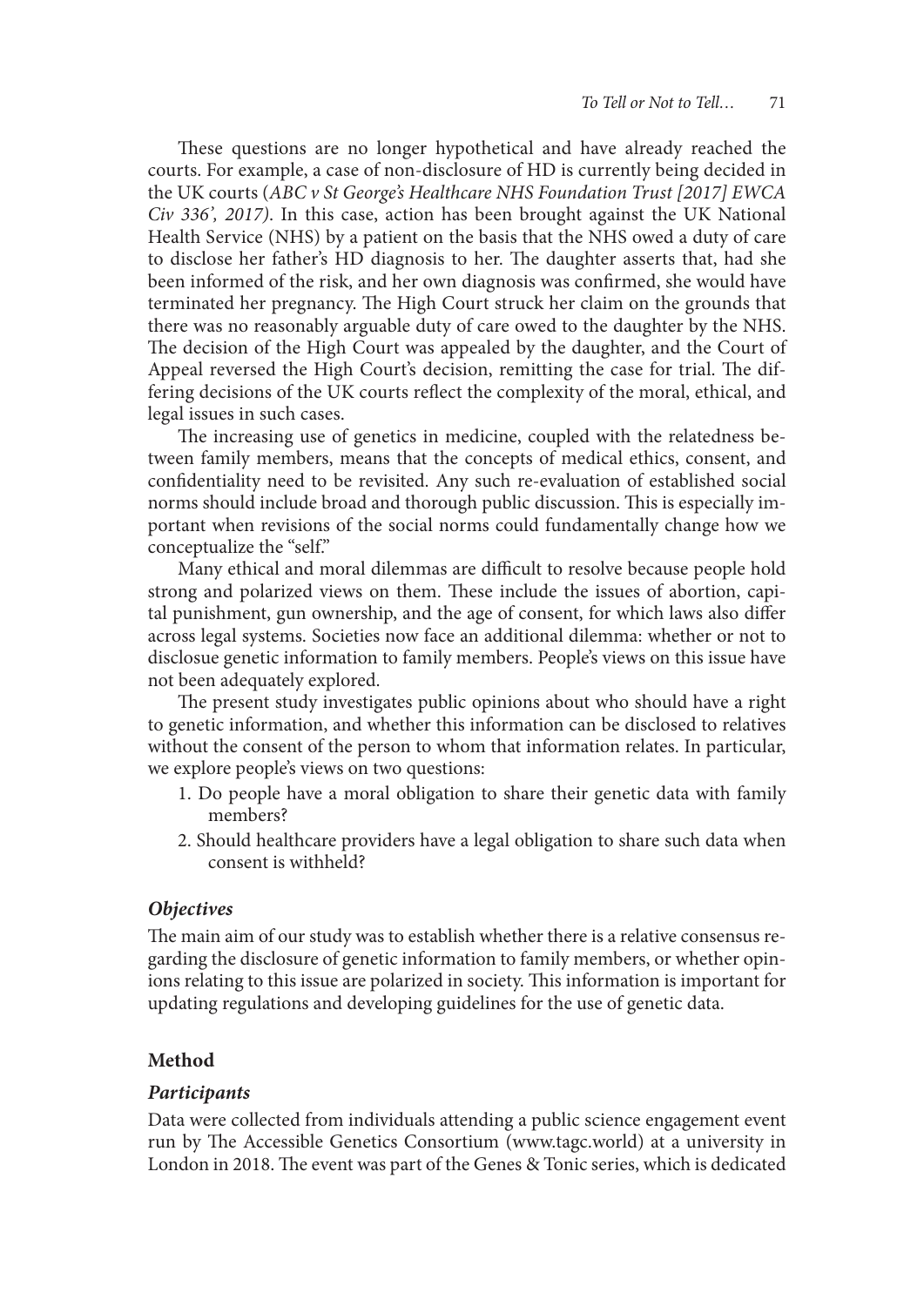These questions are no longer hypothetical and have already reached the courts. For example, a case of non-disclosure of HD is currently being decided in the UK courts (*ABC v St George's Healthcare NHS Foundation Trust [2017] EWCA Civ 336', 2017)*. In this case, action has been brought against the UK National Health Service (NHS) by a patient on the basis that the NHS owed a duty of care to disclose her father's HD diagnosis to her. The daughter asserts that, had she been informed of the risk, and her own diagnosis was confirmed, she would have terminated her pregnancy. The High Court struck her claim on the grounds that there was no reasonably arguable duty of care owed to the daughter by the NHS. The decision of the High Court was appealed by the daughter, and the Court of Appeal reversed the High Court's decision, remitting the case for trial. The differing decisions of the UK courts reflect the complexity of the moral, ethical, and legal issues in such cases.

The increasing use of genetics in medicine, coupled with the relatedness between family members, means that the concepts of medical ethics, consent, and confidentiality need to be revisited. Any such re-evaluation of established social norms should include broad and thorough public discussion. This is especially important when revisions of the social norms could fundamentally change how we conceptualize the "self."

Many ethical and moral dilemmas are difficult to resolve because people hold strong and polarized views on them. These include the issues of abortion, capital punishment, gun ownership, and the age of consent, for which laws also differ across legal systems. Societies now face an additional dilemma: whether or not to disclosue genetic information to family members. People's views on this issue have not been adequately explored.

The present study investigates public opinions about who should have a right to genetic information, and whether this information can be disclosed to relatives without the consent of the person to whom that information relates. In particular, we explore people's views on two questions:

1. Do people have a moral obligation to share their genetic data with family members?
2. Should healthcare providers have a legal obligation to share such data when consent is withheld?

### *Objectives*

The main aim of our study was to establish whether there is a relative consensus regarding the disclosure of genetic information to family members, or whether opinions relating to this issue are polarized in society. This information is important for updating regulations and developing guidelines for the use of genetic data.

## Method

### *Participants*

Data were collected from individuals attending a public science engagement event run by The Accessible Genetics Consortium (www.tagc.world) at a university in London in 2018. The event was part of the Genes & Tonic series, which is dedicated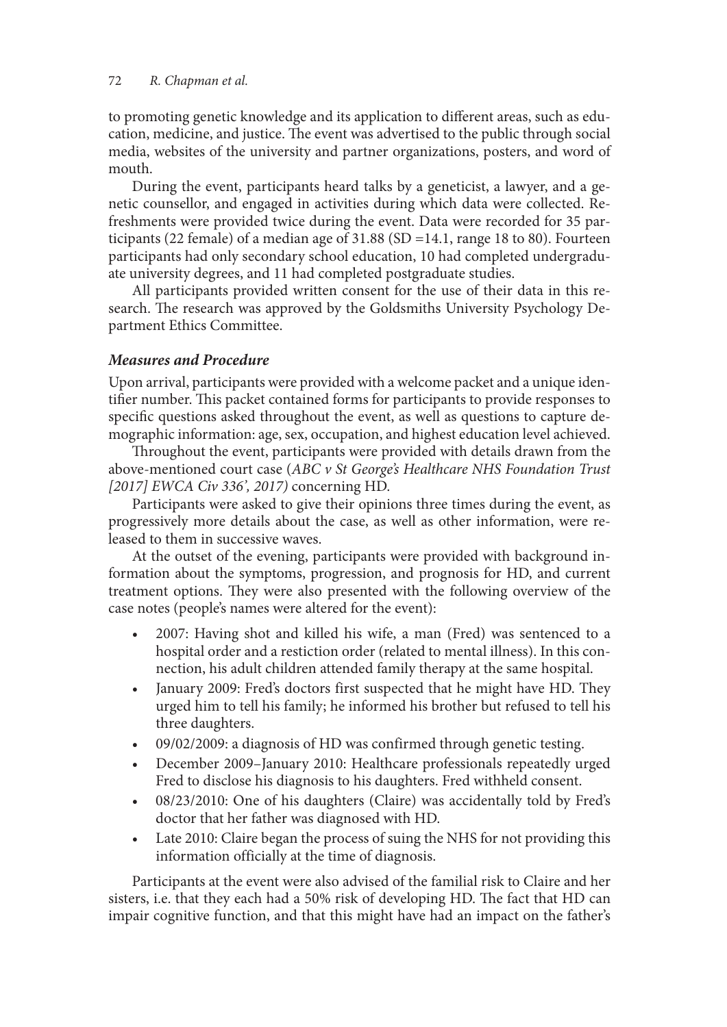to promoting genetic knowledge and its application to different areas, such as education, medicine, and justice. The event was advertised to the public through social media, websites of the university and partner organizations, posters, and word of mouth.

During the event, participants heard talks by a geneticist, a lawyer, and a genetic counsellor, and engaged in activities during which data were collected. Refreshments were provided twice during the event. Data were recorded for 35 participants (22 female) of a median age of 31.88 (SD =14.1, range 18 to 80). Fourteen participants had only secondary school education, 10 had completed undergraduate university degrees, and 11 had completed postgraduate studies.

All participants provided written consent for the use of their data in this research. The research was approved by the Goldsmiths University Psychology Department Ethics Committee.

### *Measures and Procedure*

Upon arrival, participants were provided with a welcome packet and a unique identifier number. This packet contained forms for participants to provide responses to specific questions asked throughout the event, as well as questions to capture demographic information: age, sex, occupation, and highest education level achieved.

Throughout the event, participants were provided with details drawn from the above-mentioned court case (*ABC v St George's Healthcare NHS Foundation Trust [2017] EWCA Civ 336', 2017)* concerning HD.

Participants were asked to give their opinions three times during the event, as progressively more details about the case, as well as other information, were released to them in successive waves.

At the outset of the evening, participants were provided with background information about the symptoms, progression, and prognosis for HD, and current treatment options. They were also presented with the following overview of the case notes (people's names were altered for the event):

- 2007: Having shot and killed his wife, a man (Fred) was sentenced to a hospital order and a restiction order (related to mental illness). In this connection, his adult children attended family therapy at the same hospital.
- January 2009: Fred's doctors first suspected that he might have HD. They urged him to tell his family; he informed his brother but refused to tell his three daughters.
- 09/02/2009: a diagnosis of HD was confirmed through genetic testing.
- December 2009–January 2010: Healthcare professionals repeatedly urged Fred to disclose his diagnosis to his daughters. Fred withheld consent.
- 08/23/2010: One of his daughters (Claire) was accidentally told by Fred's doctor that her father was diagnosed with HD.
- Late 2010: Claire began the process of suing the NHS for not providing this information officially at the time of diagnosis.

Participants at the event were also advised of the familial risk to Claire and her sisters, i.e. that they each had a 50% risk of developing HD. The fact that HD can impair cognitive function, and that this might have had an impact on the father's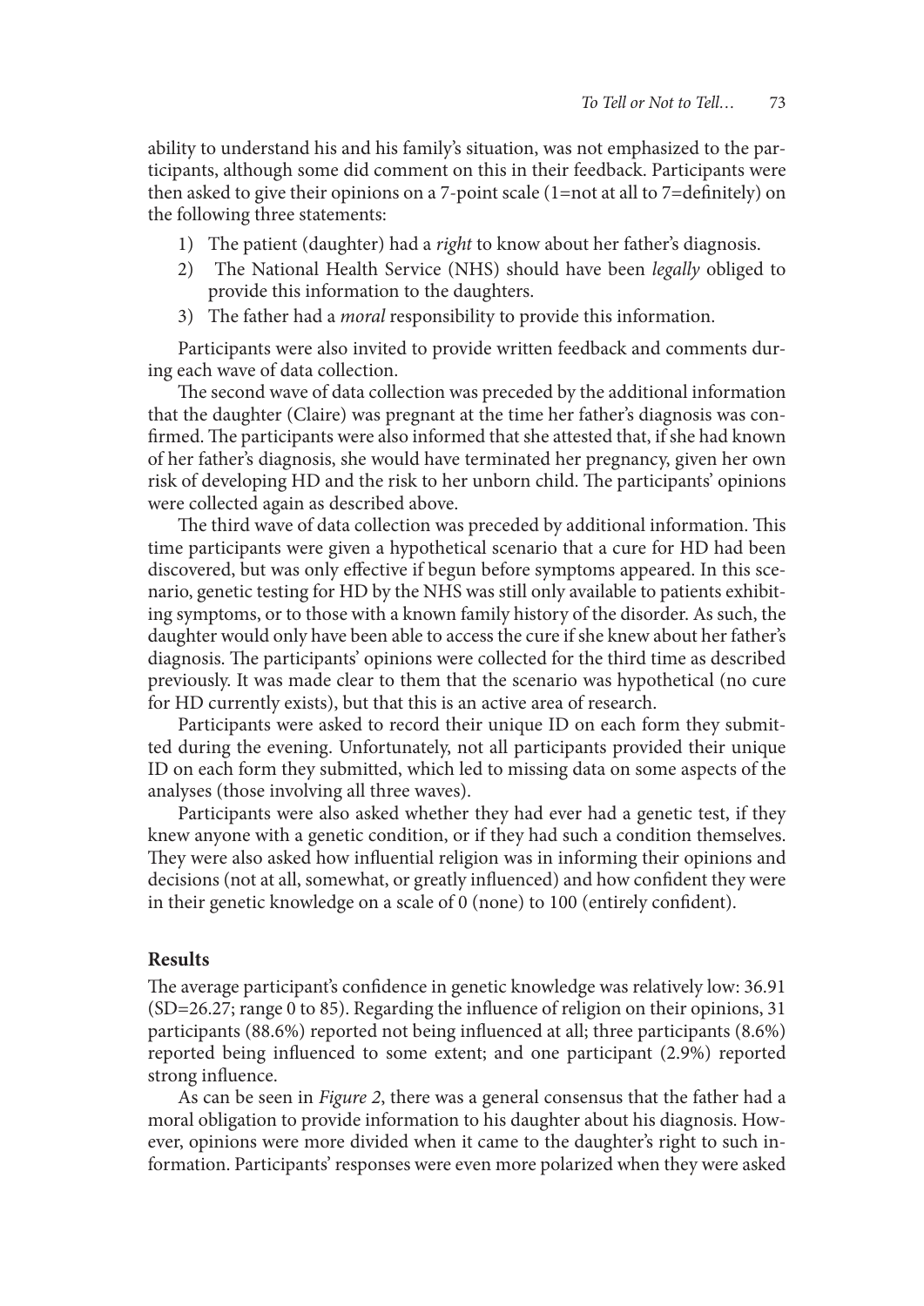ability to understand his and his family's situation, was not emphasized to the participants, although some did comment on this in their feedback. Participants were then asked to give their opinions on a 7-point scale (1=not at all to 7=definitely) on the following three statements:

1) The patient (daughter) had a *right* to know about her father's diagnosis.
2) The National Health Service (NHS) should have been *legally* obliged to provide this information to the daughters.
3) The father had a *moral* responsibility to provide this information.

Participants were also invited to provide written feedback and comments during each wave of data collection.

The second wave of data collection was preceded by the additional information that the daughter (Claire) was pregnant at the time her father's diagnosis was confirmed. The participants were also informed that she attested that, if she had known of her father's diagnosis, she would have terminated her pregnancy, given her own risk of developing HD and the risk to her unborn child. The participants' opinions were collected again as described above.

The third wave of data collection was preceded by additional information. This time participants were given a hypothetical scenario that a cure for HD had been discovered, but was only effective if begun before symptoms appeared. In this scenario, genetic testing for HD by the NHS was still only available to patients exhibiting symptoms, or to those with a known family history of the disorder. As such, the daughter would only have been able to access the cure if she knew about her father's diagnosis. The participants' opinions were collected for the third time as described previously. It was made clear to them that the scenario was hypothetical (no cure for HD currently exists), but that this is an active area of research.

Participants were asked to record their unique ID on each form they submitted during the evening. Unfortunately, not all participants provided their unique ID on each form they submitted, which led to missing data on some aspects of the analyses (those involving all three waves).

Participants were also asked whether they had ever had a genetic test, if they knew anyone with a genetic condition, or if they had such a condition themselves. They were also asked how influential religion was in informing their opinions and decisions (not at all, somewhat, or greatly influenced) and how confident they were in their genetic knowledge on a scale of 0 (none) to 100 (entirely confident).

## Results

The average participant's confidence in genetic knowledge was relatively low: 36.91 (SD=26.27; range 0 to 85). Regarding the influence of religion on their opinions, 31 participants (88.6%) reported not being influenced at all; three participants (8.6%) reported being influenced to some extent; and one participant (2.9%) reported strong influence.

As can be seen in *Figure 2*, there was a general consensus that the father had a moral obligation to provide information to his daughter about his diagnosis. However, opinions were more divided when it came to the daughter's right to such information. Participants' responses were even more polarized when they were asked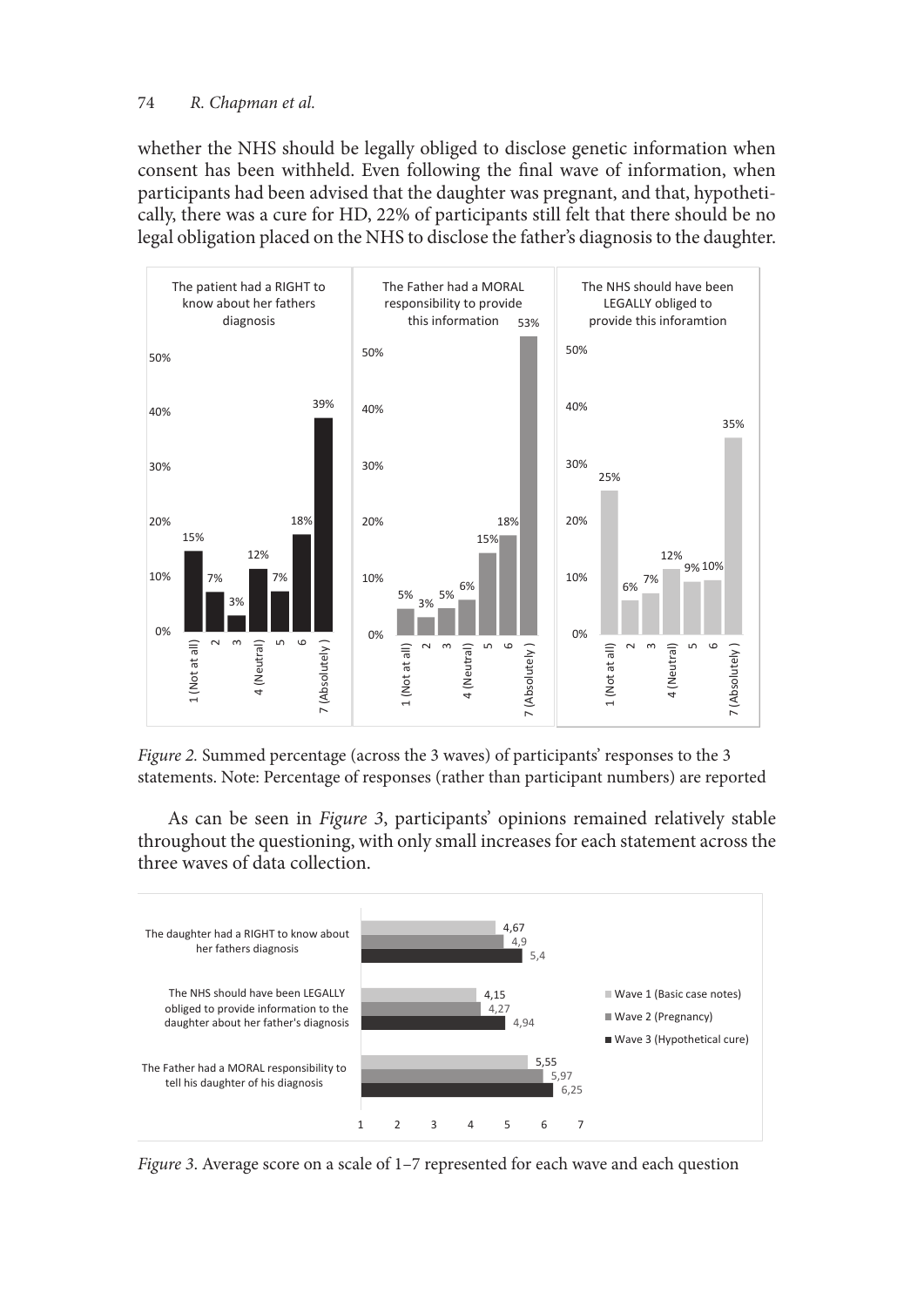whether the NHS should be legally obliged to disclose genetic information when consent has been withheld. Even following the final wave of information, when participants had been advised that the daughter was pregnant, and that, hypothetically, there was a cure for HD, 22% of participants still felt that there should be no legal obligation placed on the NHS to disclose the father's diagnosis to the daughter.

*Figure 2.* Summed percentage (across the 3 waves) of participants' responses to the 3 statements. Note: Percentage of responses (rather than participant numbers) are reported

As can be seen in *Figure 3*, participants' opinions remained relatively stable throughout the questioning, with only small increases for each statement across the three waves of data collection.

*Figure 3.* Average score on a scale of 1–7 represented for each wave and each question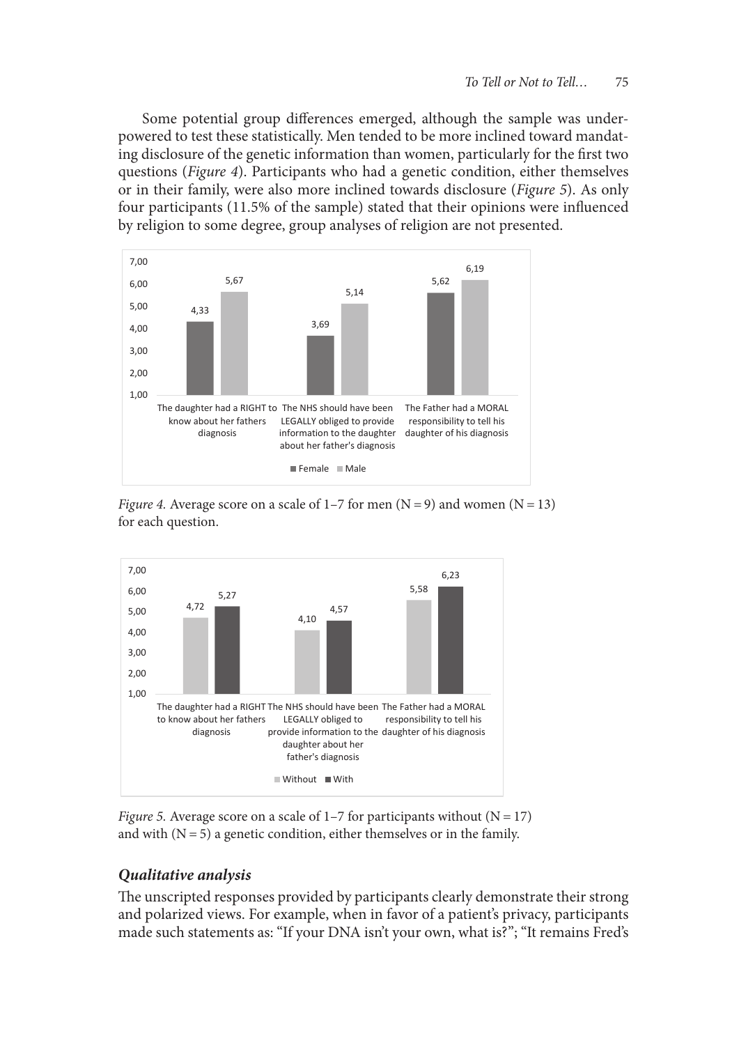Some potential group differences emerged, although the sample was underpowered to test these statistically. Men tended to be more inclined toward mandating disclosure of the genetic information than women, particularly for the first two questions (*Figure 4*). Participants who had a genetic condition, either themselves or in their family, were also more inclined towards disclosure (*Figure 5*). As only four participants (11.5% of the sample) stated that their opinions were influenced by religion to some degree, group analyses of religion are not presented.

| | Female | Male |
|---|---|---|
| The daughter had a RIGHT to know about her fathers diagnosis | 4,33 | 5,67 |
| The NHS should have been LEGALLY obliged to provide information to the daughter about her father's diagnosis | 3,69 | 5,14 |
| The Father had a MORAL responsibility to tell his daughter of his diagnosis | 5,62 | 6,19 |

*Figure 4.* Average score on a scale of 1–7 for men (N = 9) and women (N = 13) for each question.

| | Without | With |
|---|---|---|
| The daughter had a RIGHT to know about her fathers diagnosis | 4,72 | 5,27 |
| The NHS should have been LEGALLY obliged to provide information to the daughter about her father's diagnosis | 4,10 | 4,57 |
| The Father had a MORAL responsibility to tell his daughter of his diagnosis | 5,58 | 6,23 |

*Figure 5.* Average score on a scale of 1–7 for participants without (N = 17) and with (N = 5) a genetic condition, either themselves or in the family.

### *Qualitative analysis*

The unscripted responses provided by participants clearly demonstrate their strong and polarized views. For example, when in favor of a patient's privacy, participants made such statements as: "If your DNA isn't your own, what is?"; "It remains Fred's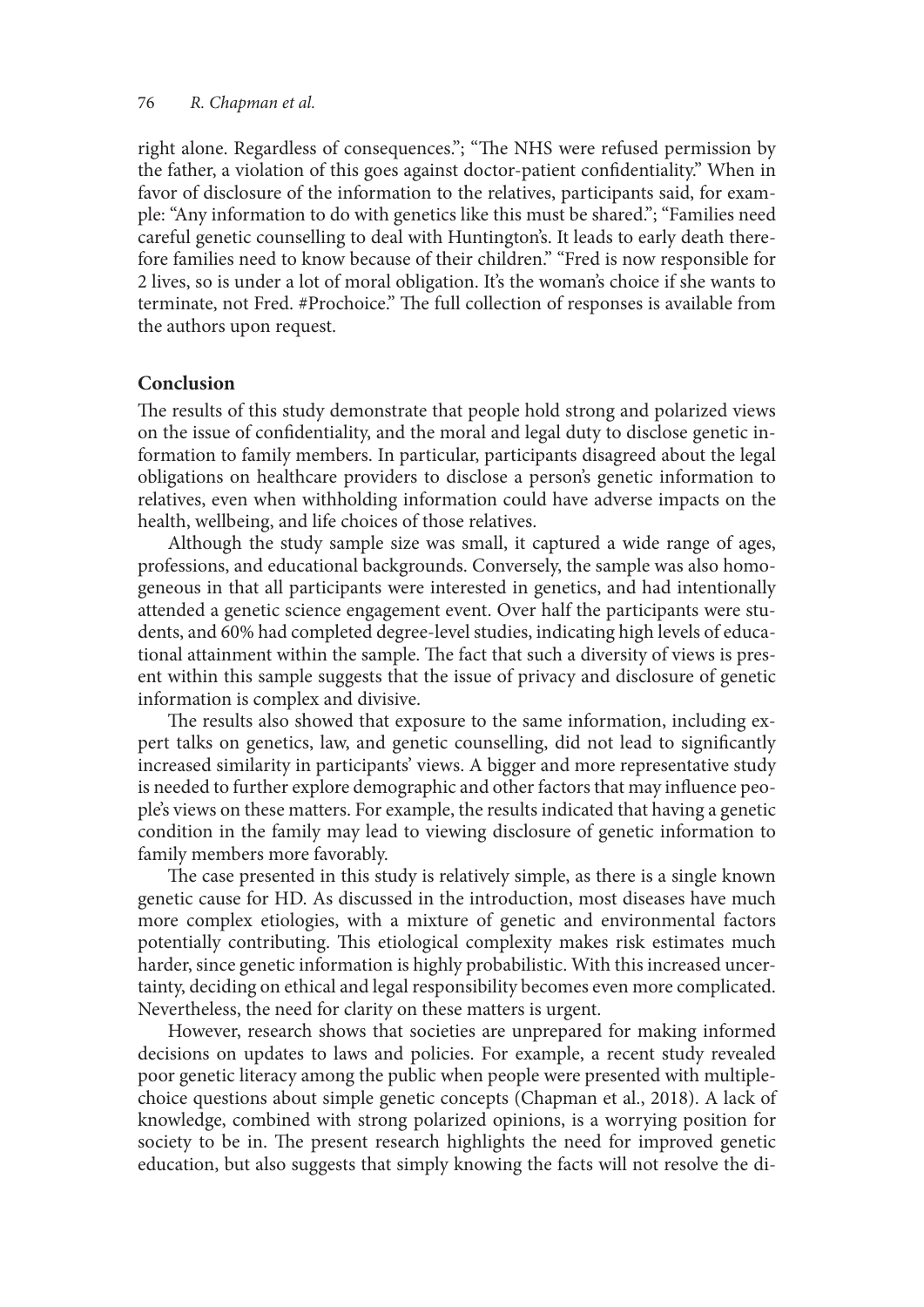right alone. Regardless of consequences."; "The NHS were refused permission by the father, a violation of this goes against doctor-patient confidentiality." When in favor of disclosure of the information to the relatives, participants said, for example: "Any information to do with genetics like this must be shared."; "Families need careful genetic counselling to deal with Huntington's. It leads to early death therefore families need to know because of their children." "Fred is now responsible for 2 lives, so is under a lot of moral obligation. It's the woman's choice if she wants to terminate, not Fred. #Prochoice." The full collection of responses is available from the authors upon request.

## Conclusion

The results of this study demonstrate that people hold strong and polarized views on the issue of confidentiality, and the moral and legal duty to disclose genetic information to family members. In particular, participants disagreed about the legal obligations on healthcare providers to disclose a person's genetic information to relatives, even when withholding information could have adverse impacts on the health, wellbeing, and life choices of those relatives.

Although the study sample size was small, it captured a wide range of ages, professions, and educational backgrounds. Conversely, the sample was also homogeneous in that all participants were interested in genetics, and had intentionally attended a genetic science engagement event. Over half the participants were students, and 60% had completed degree-level studies, indicating high levels of educational attainment within the sample. The fact that such a diversity of views is present within this sample suggests that the issue of privacy and disclosure of genetic information is complex and divisive.

The results also showed that exposure to the same information, including expert talks on genetics, law, and genetic counselling, did not lead to significantly increased similarity in participants' views. A bigger and more representative study is needed to further explore demographic and other factors that may influence people's views on these matters. For example, the results indicated that having a genetic condition in the family may lead to viewing disclosure of genetic information to family members more favorably.

The case presented in this study is relatively simple, as there is a single known genetic cause for HD. As discussed in the introduction, most diseases have much more complex etiologies, with a mixture of genetic and environmental factors potentially contributing. This etiological complexity makes risk estimates much harder, since genetic information is highly probabilistic. With this increased uncertainty, deciding on ethical and legal responsibility becomes even more complicated. Nevertheless, the need for clarity on these matters is urgent.

However, research shows that societies are unprepared for making informed decisions on updates to laws and policies. For example, a recent study revealed poor genetic literacy among the public when people were presented with multiple-choice questions about simple genetic concepts (Chapman et al., 2018). A lack of knowledge, combined with strong polarized opinions, is a worrying position for society to be in. The present research highlights the need for improved genetic education, but also suggests that simply knowing the facts will not resolve the di-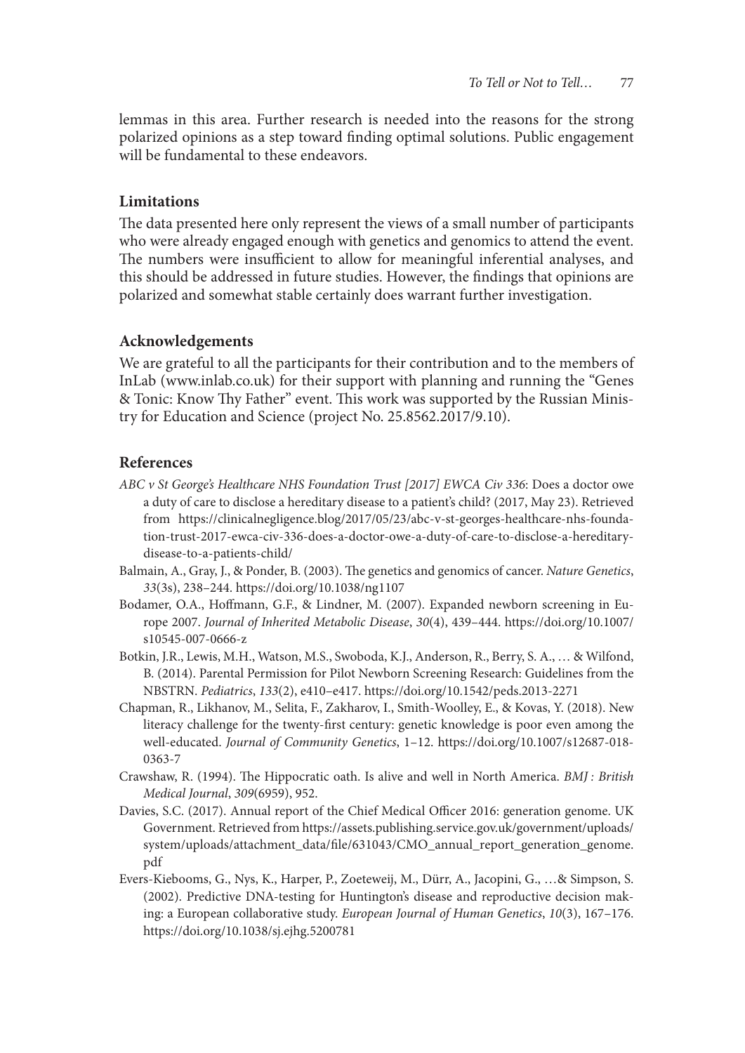lemmas in this area. Further research is needed into the reasons for the strong polarized opinions as a step toward finding optimal solutions. Public engagement will be fundamental to these endeavors.

## Limitations

The data presented here only represent the views of a small number of participants who were already engaged enough with genetics and genomics to attend the event. The numbers were insufficient to allow for meaningful inferential analyses, and this should be addressed in future studies. However, the findings that opinions are polarized and somewhat stable certainly does warrant further investigation.

## Acknowledgements

We are grateful to all the participants for their contribution and to the members of InLab (www.inlab.co.uk) for their support with planning and running the "Genes & Tonic: Know Thy Father" event. This work was supported by the Russian Ministry for Education and Science (project No. 25.8562.2017/9.10).

## References

*ABC v St George's Healthcare NHS Foundation Trust [2017] EWCA Civ 336*: Does a doctor owe a duty of care to disclose a hereditary disease to a patient's child? (2017, May 23). Retrieved from https://clinicalnegligence.blog/2017/05/23/abc-v-st-georges-healthcare-nhs-foundation-trust-2017-ewca-civ-336-does-a-doctor-owe-a-duty-of-care-to-disclose-a-hereditary-disease-to-a-patients-child/

Balmain, A., Gray, J., & Ponder, B. (2003). The genetics and genomics of cancer. *Nature Genetics*, *33*(3s), 238–244. https://doi.org/10.1038/ng1107

Bodamer, O.A., Hoffmann, G.F., & Lindner, M. (2007). Expanded newborn screening in Europe 2007. *Journal of Inherited Metabolic Disease*, *30*(4), 439–444. https://doi.org/10.1007/s10545-007-0666-z

Botkin, J.R., Lewis, M.H., Watson, M.S., Swoboda, K.J., Anderson, R., Berry, S. A., … & Wilfond, B. (2014). Parental Permission for Pilot Newborn Screening Research: Guidelines from the NBSTRN. *Pediatrics*, *133*(2), e410–e417. https://doi.org/10.1542/peds.2013-2271

Chapman, R., Likhanov, M., Selita, F., Zakharov, I., Smith-Woolley, E., & Kovas, Y. (2018). New literacy challenge for the twenty-first century: genetic knowledge is poor even among the well-educated. *Journal of Community Genetics*, 1–12. https://doi.org/10.1007/s12687-018-0363-7

Crawshaw, R. (1994). The Hippocratic oath. Is alive and well in North America. *BMJ : British Medical Journal*, *309*(6959), 952.

Davies, S.C. (2017). Annual report of the Chief Medical Officer 2016: generation genome. UK Government. Retrieved from https://assets.publishing.service.gov.uk/government/uploads/system/uploads/attachment_data/file/631043/CMO_annual_report_generation_genome.pdf

Evers-Kiebooms, G., Nys, K., Harper, P., Zoeteweij, M., Dürr, A., Jacopini, G., …& Simpson, S. (2002). Predictive DNA-testing for Huntington's disease and reproductive decision making: a European collaborative study. *European Journal of Human Genetics*, *10*(3), 167–176. https://doi.org/10.1038/sj.ejhg.5200781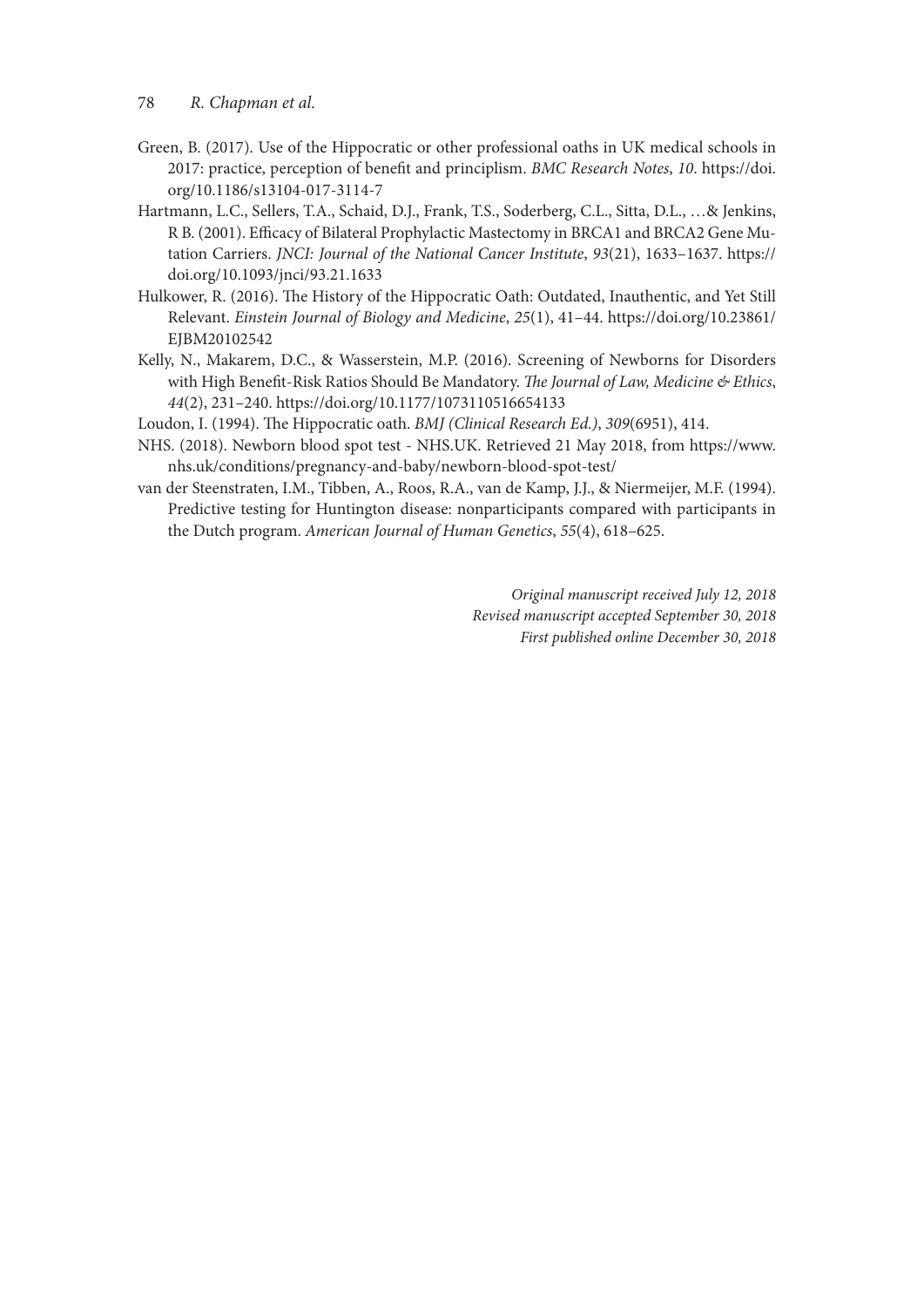Green, B. (2017). Use of the Hippocratic or other professional oaths in UK medical schools in 2017: practice, perception of benefit and principlism. *BMC Research Notes*, *10*. https://doi.org/10.1186/s13104-017-3114-7

Hartmann, L.C., Sellers, T.A., Schaid, D.J., Frank, T.S., Soderberg, C.L., Sitta, D.L., …& Jenkins, R B. (2001). Efficacy of Bilateral Prophylactic Mastectomy in BRCA1 and BRCA2 Gene Mutation Carriers. *JNCI: Journal of the National Cancer Institute*, *93*(21), 1633–1637. https://doi.org/10.1093/jnci/93.21.1633

Hulkower, R. (2016). The History of the Hippocratic Oath: Outdated, Inauthentic, and Yet Still Relevant. *Einstein Journal of Biology and Medicine*, *25*(1), 41–44. https://doi.org/10.23861/EJBM20102542

Kelly, N., Makarem, D.C., & Wasserstein, M.P. (2016). Screening of Newborns for Disorders with High Benefit-Risk Ratios Should Be Mandatory. *The Journal of Law, Medicine & Ethics*, *44*(2), 231–240. https://doi.org/10.1177/1073110516654133

Loudon, I. (1994). The Hippocratic oath. *BMJ (Clinical Research Ed.)*, *309*(6951), 414.

NHS. (2018). Newborn blood spot test - NHS.UK. Retrieved 21 May 2018, from https://www.nhs.uk/conditions/pregnancy-and-baby/newborn-blood-spot-test/

van der Steenstraten, I.M., Tibben, A., Roos, R.A., van de Kamp, J.J., & Niermeijer, M.F. (1994). Predictive testing for Huntington disease: nonparticipants compared with participants in the Dutch program. *American Journal of Human Genetics*, *55*(4), 618–625.

*Original manuscript received July 12, 2018*
*Revised manuscript accepted September 30, 2018*
*First published online December 30, 2018*